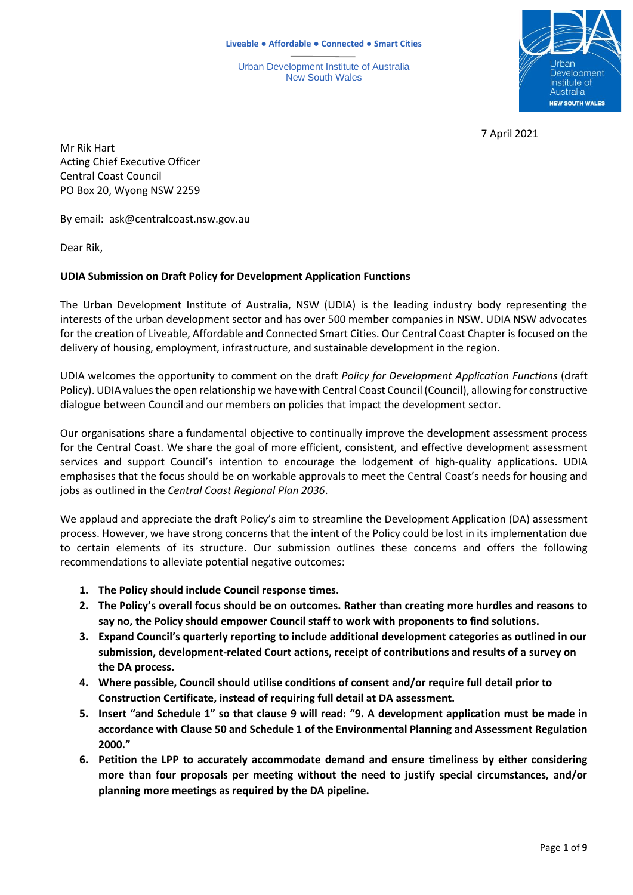Liveable ● Affordable ● Connected ● Smart Cities

Urban Development Institute of Australia
New South Wales

7 April 2021

Mr Rik Hart
Acting Chief Executive Officer
Central Coast Council
PO Box 20, Wyong NSW 2259

By email: ask@centralcoast.nsw.gov.au

Dear Rik,

**UDIA Submission on Draft Policy for Development Application Functions**

The Urban Development Institute of Australia, NSW (UDIA) is the leading industry body representing the interests of the urban development sector and has over 500 member companies in NSW. UDIA NSW advocates for the creation of Liveable, Affordable and Connected Smart Cities. Our Central Coast Chapter is focused on the delivery of housing, employment, infrastructure, and sustainable development in the region.

UDIA welcomes the opportunity to comment on the draft *Policy for Development Application Functions* (draft Policy). UDIA values the open relationship we have with Central Coast Council (Council), allowing for constructive dialogue between Council and our members on policies that impact the development sector.

Our organisations share a fundamental objective to continually improve the development assessment process for the Central Coast. We share the goal of more efficient, consistent, and effective development assessment services and support Council's intention to encourage the lodgement of high-quality applications. UDIA emphasises that the focus should be on workable approvals to meet the Central Coast's needs for housing and jobs as outlined in the *Central Coast Regional Plan 2036*.

We applaud and appreciate the draft Policy's aim to streamline the Development Application (DA) assessment process. However, we have strong concerns that the intent of the Policy could be lost in its implementation due to certain elements of its structure. Our submission outlines these concerns and offers the following recommendations to alleviate potential negative outcomes:

1. **The Policy should include Council response times.**
2. **The Policy's overall focus should be on outcomes. Rather than creating more hurdles and reasons to say no, the Policy should empower Council staff to work with proponents to find solutions.**
3. **Expand Council's quarterly reporting to include additional development categories as outlined in our submission, development-related Court actions, receipt of contributions and results of a survey on the DA process.**
4. **Where possible, Council should utilise conditions of consent and/or require full detail prior to Construction Certificate, instead of requiring full detail at DA assessment.**
5. **Insert "and Schedule 1" so that clause 9 will read: "9. A development application must be made in accordance with Clause 50 and Schedule 1 of the Environmental Planning and Assessment Regulation 2000."**
6. **Petition the LPP to accurately accommodate demand and ensure timeliness by either considering more than four proposals per meeting without the need to justify special circumstances, and/or planning more meetings as required by the DA pipeline.**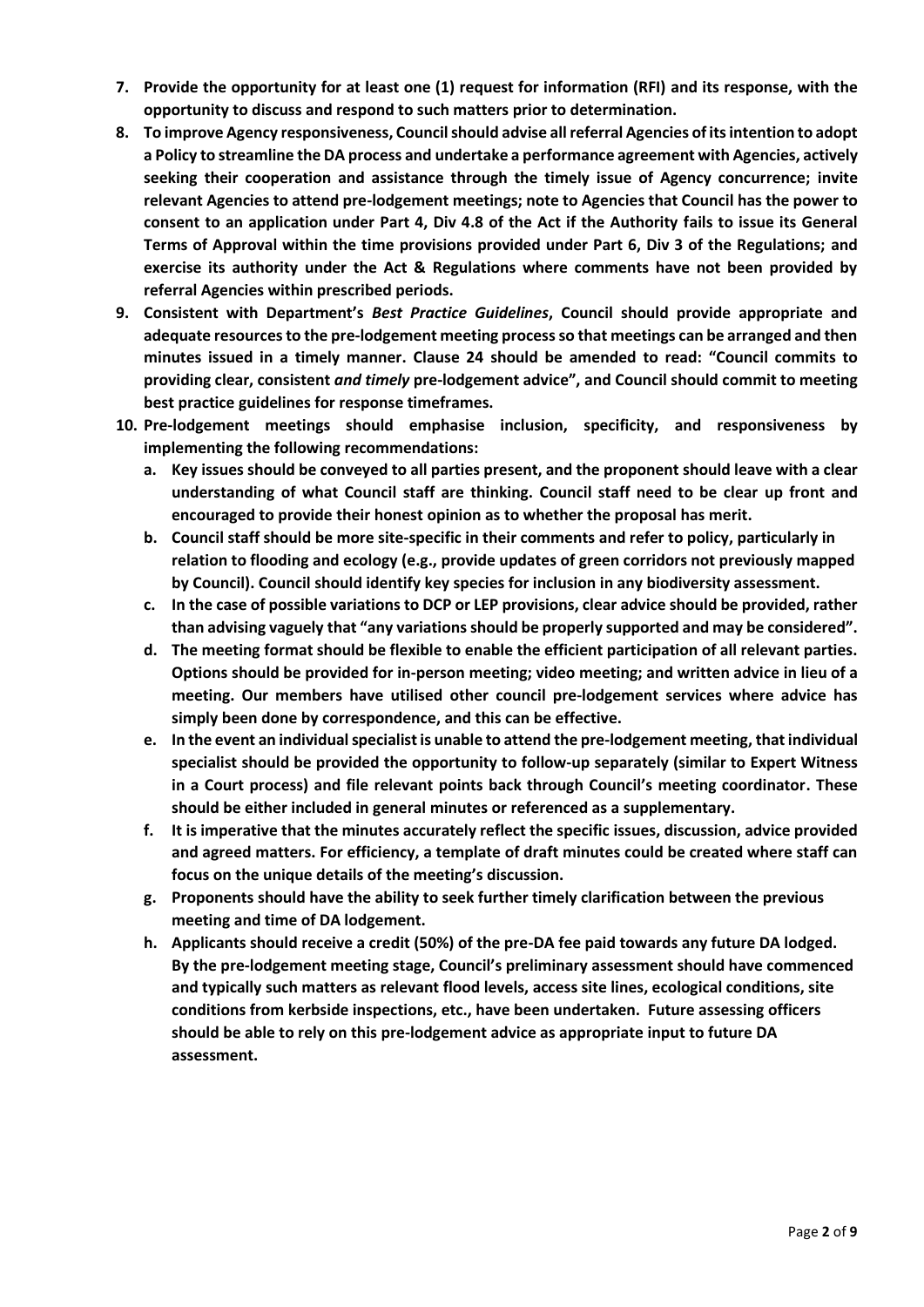7. **Provide the opportunity for at least one (1) request for information (RFI) and its response, with the opportunity to discuss and respond to such matters prior to determination.**
8. **To improve Agency responsiveness, Council should advise all referral Agencies of its intention to adopt a Policy to streamline the DA process and undertake a performance agreement with Agencies, actively seeking their cooperation and assistance through the timely issue of Agency concurrence; invite relevant Agencies to attend pre-lodgement meetings; note to Agencies that Council has the power to consent to an application under Part 4, Div 4.8 of the Act if the Authority fails to issue its General Terms of Approval within the time provisions provided under Part 6, Div 3 of the Regulations; and exercise its authority under the Act & Regulations where comments have not been provided by referral Agencies within prescribed periods.**
9. **Consistent with Department's *Best Practice Guidelines*, Council should provide appropriate and adequate resources to the pre-lodgement meeting process so that meetings can be arranged and then minutes issued in a timely manner. Clause 24 should be amended to read: "Council commits to providing clear, consistent *and timely* pre-lodgement advice", and Council should commit to meeting best practice guidelines for response timeframes.**
10. **Pre-lodgement meetings should emphasise inclusion, specificity, and responsiveness by implementing the following recommendations:**
    a. **Key issues should be conveyed to all parties present, and the proponent should leave with a clear understanding of what Council staff are thinking. Council staff need to be clear up front and encouraged to provide their honest opinion as to whether the proposal has merit.**
    b. **Council staff should be more site-specific in their comments and refer to policy, particularly in relation to flooding and ecology (e.g., provide updates of green corridors not previously mapped by Council). Council should identify key species for inclusion in any biodiversity assessment.**
    c. **In the case of possible variations to DCP or LEP provisions, clear advice should be provided, rather than advising vaguely that "any variations should be properly supported and may be considered".**
    d. **The meeting format should be flexible to enable the efficient participation of all relevant parties. Options should be provided for in-person meeting; video meeting; and written advice in lieu of a meeting. Our members have utilised other council pre-lodgement services where advice has simply been done by correspondence, and this can be effective.**
    e. **In the event an individual specialist is unable to attend the pre-lodgement meeting, that individual specialist should be provided the opportunity to follow-up separately (similar to Expert Witness in a Court process) and file relevant points back through Council's meeting coordinator. These should be either included in general minutes or referenced as a supplementary.**
    f. **It is imperative that the minutes accurately reflect the specific issues, discussion, advice provided and agreed matters. For efficiency, a template of draft minutes could be created where staff can focus on the unique details of the meeting's discussion.**
    g. **Proponents should have the ability to seek further timely clarification between the previous meeting and time of DA lodgement.**
    h. **Applicants should receive a credit (50%) of the pre-DA fee paid towards any future DA lodged. By the pre-lodgement meeting stage, Council's preliminary assessment should have commenced and typically such matters as relevant flood levels, access site lines, ecological conditions, site conditions from kerbside inspections, etc., have been undertaken. Future assessing officers should be able to rely on this pre-lodgement advice as appropriate input to future DA assessment.**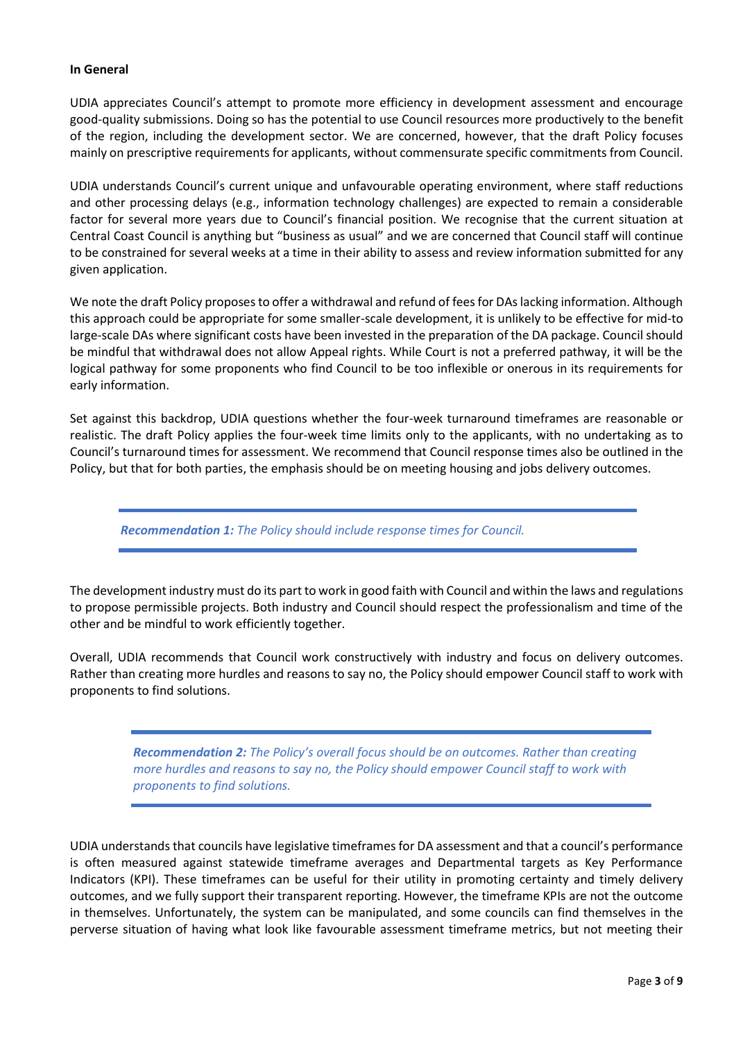**In General**

UDIA appreciates Council's attempt to promote more efficiency in development assessment and encourage good-quality submissions. Doing so has the potential to use Council resources more productively to the benefit of the region, including the development sector. We are concerned, however, that the draft Policy focuses mainly on prescriptive requirements for applicants, without commensurate specific commitments from Council.

UDIA understands Council's current unique and unfavourable operating environment, where staff reductions and other processing delays (e.g., information technology challenges) are expected to remain a considerable factor for several more years due to Council's financial position. We recognise that the current situation at Central Coast Council is anything but "business as usual" and we are concerned that Council staff will continue to be constrained for several weeks at a time in their ability to assess and review information submitted for any given application.

We note the draft Policy proposes to offer a withdrawal and refund of fees for DAs lacking information. Although this approach could be appropriate for some smaller-scale development, it is unlikely to be effective for mid-to large-scale DAs where significant costs have been invested in the preparation of the DA package. Council should be mindful that withdrawal does not allow Appeal rights. While Court is not a preferred pathway, it will be the logical pathway for some proponents who find Council to be too inflexible or onerous in its requirements for early information.

Set against this backdrop, UDIA questions whether the four-week turnaround timeframes are reasonable or realistic. The draft Policy applies the four-week time limits only to the applicants, with no undertaking as to Council's turnaround times for assessment. We recommend that Council response times also be outlined in the Policy, but that for both parties, the emphasis should be on meeting housing and jobs delivery outcomes.

> ***Recommendation 1:*** *The Policy should include response times for Council.*

The development industry must do its part to work in good faith with Council and within the laws and regulations to propose permissible projects. Both industry and Council should respect the professionalism and time of the other and be mindful to work efficiently together.

Overall, UDIA recommends that Council work constructively with industry and focus on delivery outcomes. Rather than creating more hurdles and reasons to say no, the Policy should empower Council staff to work with proponents to find solutions.

> ***Recommendation 2:*** *The Policy's overall focus should be on outcomes. Rather than creating more hurdles and reasons to say no, the Policy should empower Council staff to work with proponents to find solutions.*

UDIA understands that councils have legislative timeframes for DA assessment and that a council's performance is often measured against statewide timeframe averages and Departmental targets as Key Performance Indicators (KPI). These timeframes can be useful for their utility in promoting certainty and timely delivery outcomes, and we fully support their transparent reporting. However, the timeframe KPIs are not the outcome in themselves. Unfortunately, the system can be manipulated, and some councils can find themselves in the perverse situation of having what look like favourable assessment timeframe metrics, but not meeting their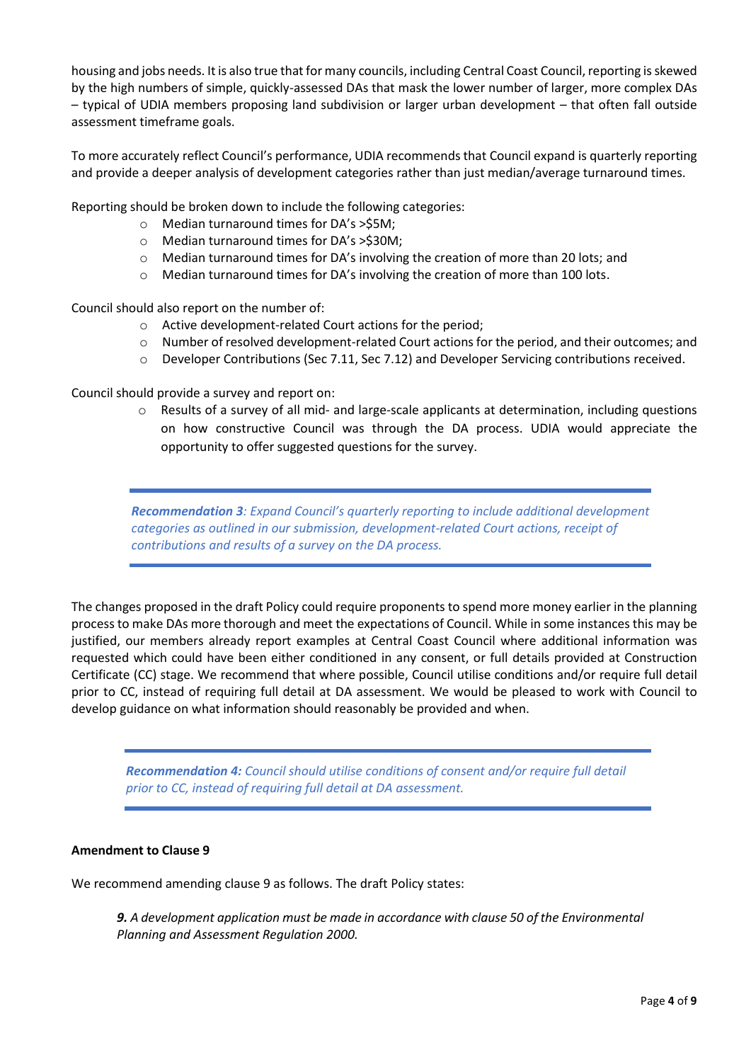housing and jobs needs. It is also true that for many councils, including Central Coast Council, reporting is skewed by the high numbers of simple, quickly-assessed DAs that mask the lower number of larger, more complex DAs – typical of UDIA members proposing land subdivision or larger urban development – that often fall outside assessment timeframe goals.

To more accurately reflect Council's performance, UDIA recommends that Council expand is quarterly reporting and provide a deeper analysis of development categories rather than just median/average turnaround times.

Reporting should be broken down to include the following categories:

- Median turnaround times for DA's >$5M;
- Median turnaround times for DA's >$30M;
- Median turnaround times for DA's involving the creation of more than 20 lots; and
- Median turnaround times for DA's involving the creation of more than 100 lots.

Council should also report on the number of:

- Active development-related Court actions for the period;
- Number of resolved development-related Court actions for the period, and their outcomes; and
- Developer Contributions (Sec 7.11, Sec 7.12) and Developer Servicing contributions received.

Council should provide a survey and report on:

- Results of a survey of all mid- and large-scale applicants at determination, including questions on how constructive Council was through the DA process. UDIA would appreciate the opportunity to offer suggested questions for the survey.

> ***Recommendation 3****: Expand Council's quarterly reporting to include additional development categories as outlined in our submission, development-related Court actions, receipt of contributions and results of a survey on the DA process.*

The changes proposed in the draft Policy could require proponents to spend more money earlier in the planning process to make DAs more thorough and meet the expectations of Council. While in some instances this may be justified, our members already report examples at Central Coast Council where additional information was requested which could have been either conditioned in any consent, or full details provided at Construction Certificate (CC) stage. We recommend that where possible, Council utilise conditions and/or require full detail prior to CC, instead of requiring full detail at DA assessment. We would be pleased to work with Council to develop guidance on what information should reasonably be provided and when.

> ***Recommendation 4:*** *Council should utilise conditions of consent and/or require full detail prior to CC, instead of requiring full detail at DA assessment.*

**Amendment to Clause 9**

We recommend amending clause 9 as follows. The draft Policy states:

> ***9.*** *A development application must be made in accordance with clause 50 of the Environmental Planning and Assessment Regulation 2000.*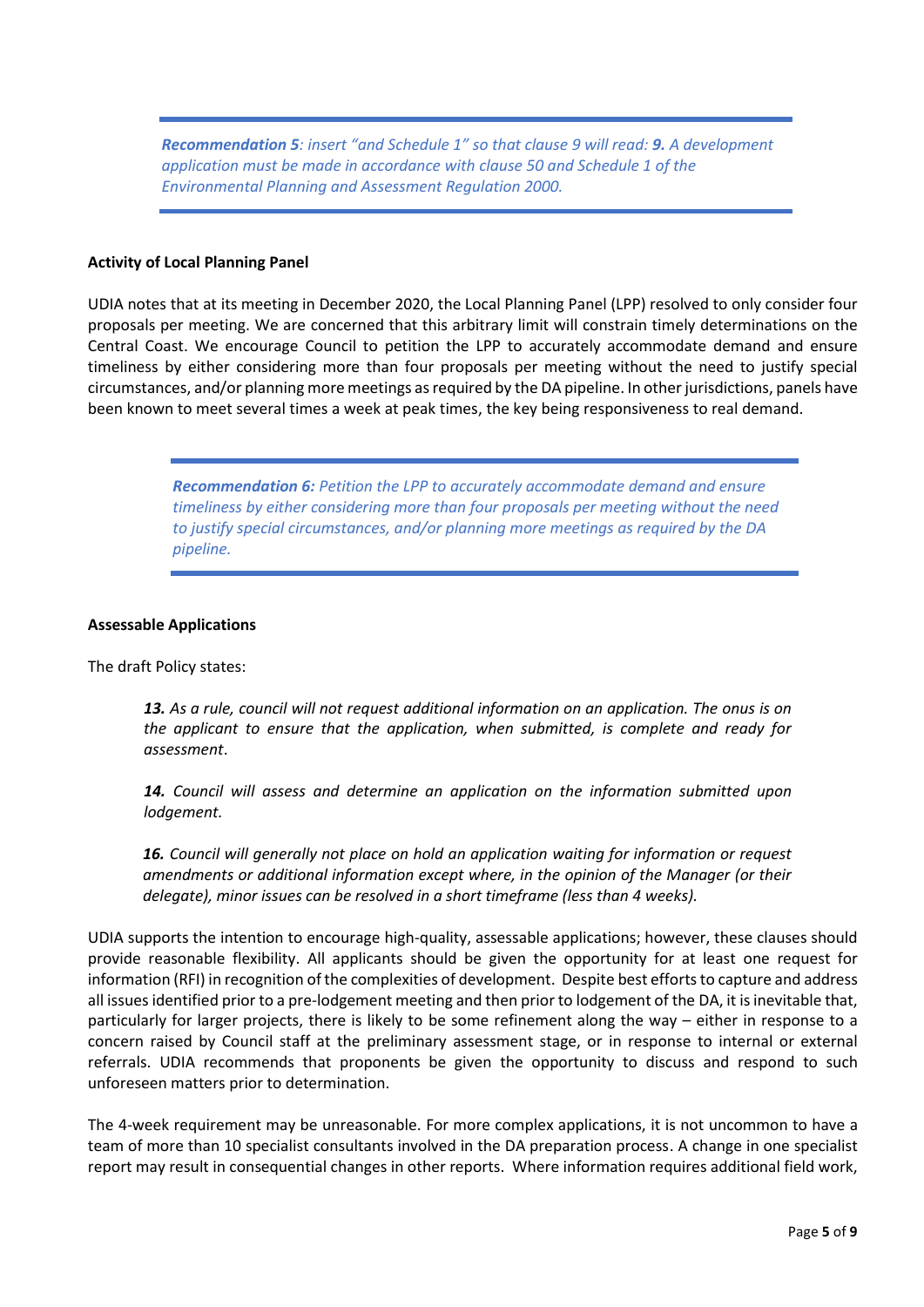> ***Recommendation 5****: insert "and Schedule 1" so that clause 9 will read: **9.** A development application must be made in accordance with clause 50 and Schedule 1 of the Environmental Planning and Assessment Regulation 2000.*

**Activity of Local Planning Panel**

UDIA notes that at its meeting in December 2020, the Local Planning Panel (LPP) resolved to only consider four proposals per meeting. We are concerned that this arbitrary limit will constrain timely determinations on the Central Coast. We encourage Council to petition the LPP to accurately accommodate demand and ensure timeliness by either considering more than four proposals per meeting without the need to justify special circumstances, and/or planning more meetings as required by the DA pipeline. In other jurisdictions, panels have been known to meet several times a week at peak times, the key being responsiveness to real demand.

> ***Recommendation 6:*** *Petition the LPP to accurately accommodate demand and ensure timeliness by either considering more than four proposals per meeting without the need to justify special circumstances, and/or planning more meetings as required by the DA pipeline.*

**Assessable Applications**

The draft Policy states:

> ***13.*** *As a rule, council will not request additional information on an application. The onus is on the applicant to ensure that the application, when submitted, is complete and ready for assessment.*
>
> ***14.*** *Council will assess and determine an application on the information submitted upon lodgement.*
>
> ***16.*** *Council will generally not place on hold an application waiting for information or request amendments or additional information except where, in the opinion of the Manager (or their delegate), minor issues can be resolved in a short timeframe (less than 4 weeks).*

UDIA supports the intention to encourage high-quality, assessable applications; however, these clauses should provide reasonable flexibility. All applicants should be given the opportunity for at least one request for information (RFI) in recognition of the complexities of development. Despite best efforts to capture and address all issues identified prior to a pre-lodgement meeting and then prior to lodgement of the DA, it is inevitable that, particularly for larger projects, there is likely to be some refinement along the way – either in response to a concern raised by Council staff at the preliminary assessment stage, or in response to internal or external referrals. UDIA recommends that proponents be given the opportunity to discuss and respond to such unforeseen matters prior to determination.

The 4-week requirement may be unreasonable. For more complex applications, it is not uncommon to have a team of more than 10 specialist consultants involved in the DA preparation process. A change in one specialist report may result in consequential changes in other reports. Where information requires additional field work,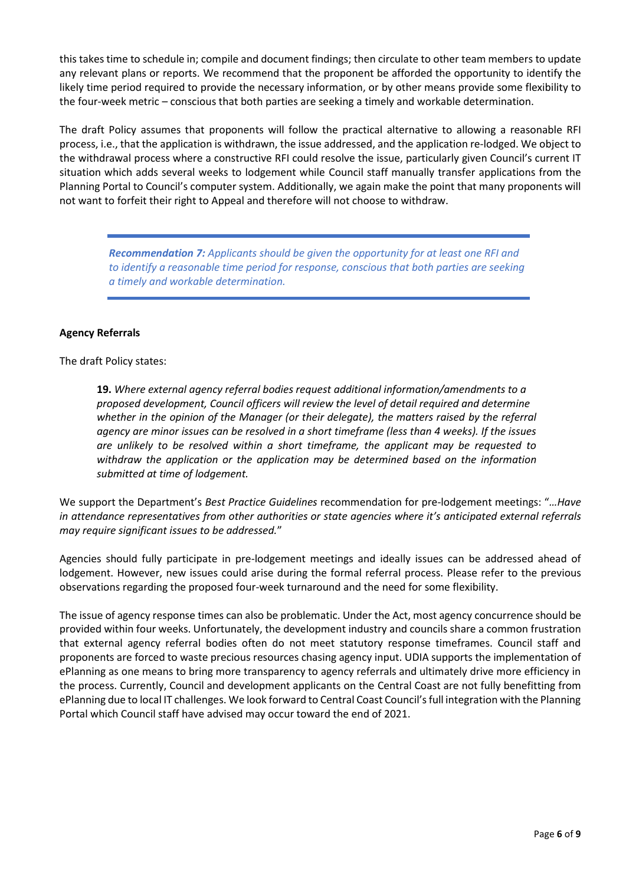this takes time to schedule in; compile and document findings; then circulate to other team members to update any relevant plans or reports. We recommend that the proponent be afforded the opportunity to identify the likely time period required to provide the necessary information, or by other means provide some flexibility to the four-week metric – conscious that both parties are seeking a timely and workable determination.

The draft Policy assumes that proponents will follow the practical alternative to allowing a reasonable RFI process, i.e., that the application is withdrawn, the issue addressed, and the application re-lodged. We object to the withdrawal process where a constructive RFI could resolve the issue, particularly given Council's current IT situation which adds several weeks to lodgement while Council staff manually transfer applications from the Planning Portal to Council's computer system. Additionally, we again make the point that many proponents will not want to forfeit their right to Appeal and therefore will not choose to withdraw.

> ***Recommendation 7:*** *Applicants should be given the opportunity for at least one RFI and to identify a reasonable time period for response, conscious that both parties are seeking a timely and workable determination.*

**Agency Referrals**

The draft Policy states:

> **19.** *Where external agency referral bodies request additional information/amendments to a proposed development, Council officers will review the level of detail required and determine whether in the opinion of the Manager (or their delegate), the matters raised by the referral agency are minor issues can be resolved in a short timeframe (less than 4 weeks). If the issues are unlikely to be resolved within a short timeframe, the applicant may be requested to withdraw the application or the application may be determined based on the information submitted at time of lodgement.*

We support the Department's *Best Practice Guidelines* recommendation for pre-lodgement meetings: "*…Have in attendance representatives from other authorities or state agencies where it's anticipated external referrals may require significant issues to be addressed.*"

Agencies should fully participate in pre-lodgement meetings and ideally issues can be addressed ahead of lodgement. However, new issues could arise during the formal referral process. Please refer to the previous observations regarding the proposed four-week turnaround and the need for some flexibility.

The issue of agency response times can also be problematic. Under the Act, most agency concurrence should be provided within four weeks. Unfortunately, the development industry and councils share a common frustration that external agency referral bodies often do not meet statutory response timeframes. Council staff and proponents are forced to waste precious resources chasing agency input. UDIA supports the implementation of ePlanning as one means to bring more transparency to agency referrals and ultimately drive more efficiency in the process. Currently, Council and development applicants on the Central Coast are not fully benefitting from ePlanning due to local IT challenges. We look forward to Central Coast Council's full integration with the Planning Portal which Council staff have advised may occur toward the end of 2021.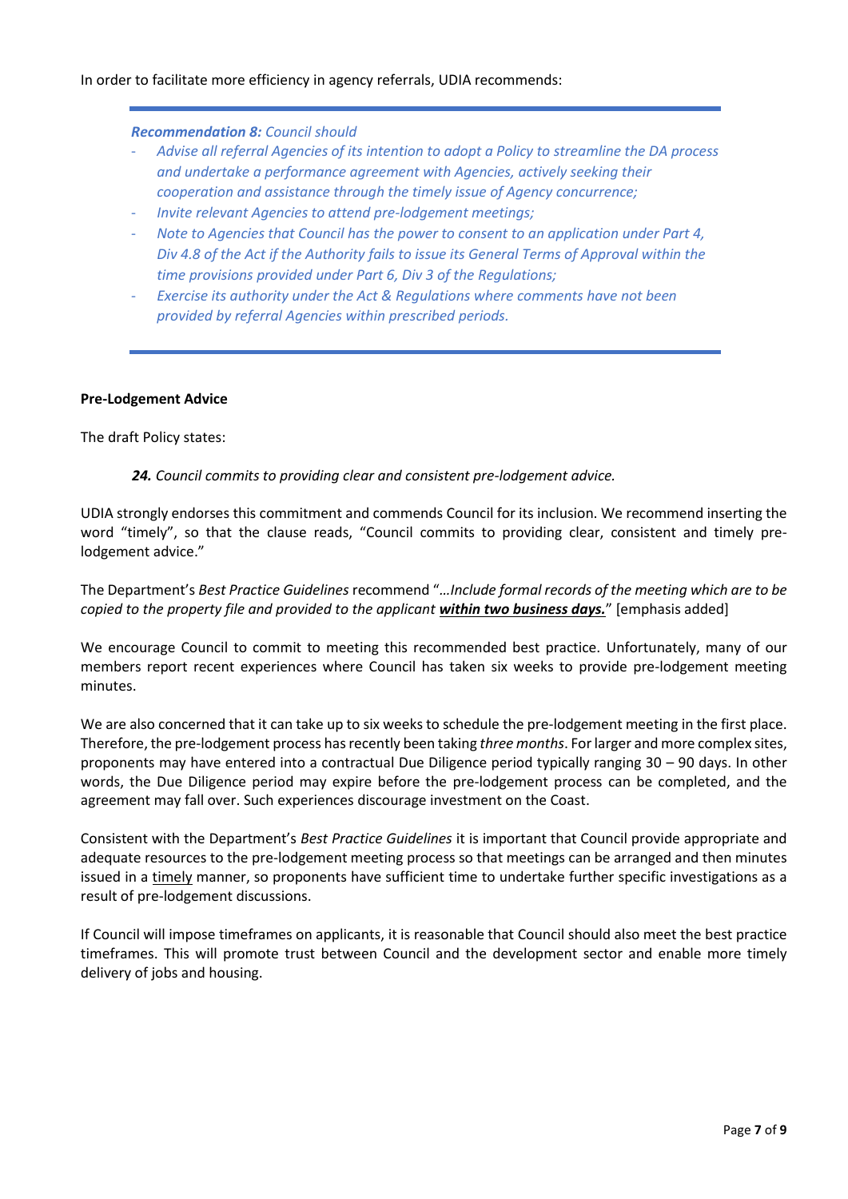In order to facilitate more efficiency in agency referrals, UDIA recommends:

> ***Recommendation 8:*** *Council should*
>
> - *Advise all referral Agencies of its intention to adopt a Policy to streamline the DA process and undertake a performance agreement with Agencies, actively seeking their cooperation and assistance through the timely issue of Agency concurrence;*
> - *Invite relevant Agencies to attend pre-lodgement meetings;*
> - *Note to Agencies that Council has the power to consent to an application under Part 4, Div 4.8 of the Act if the Authority fails to issue its General Terms of Approval within the time provisions provided under Part 6, Div 3 of the Regulations;*
> - *Exercise its authority under the Act & Regulations where comments have not been provided by referral Agencies within prescribed periods.*

**Pre-Lodgement Advice**

The draft Policy states:

> ***24.*** *Council commits to providing clear and consistent pre-lodgement advice.*

UDIA strongly endorses this commitment and commends Council for its inclusion. We recommend inserting the word "timely", so that the clause reads, "Council commits to providing clear, consistent and timely pre-lodgement advice."

The Department's *Best Practice Guidelines* recommend "*…Include formal records of the meeting which are to be copied to the property file and provided to the applicant **within two business days.***" [emphasis added]

We encourage Council to commit to meeting this recommended best practice. Unfortunately, many of our members report recent experiences where Council has taken six weeks to provide pre-lodgement meeting minutes.

We are also concerned that it can take up to six weeks to schedule the pre-lodgement meeting in the first place. Therefore, the pre-lodgement process has recently been taking *three months*. For larger and more complex sites, proponents may have entered into a contractual Due Diligence period typically ranging 30 – 90 days. In other words, the Due Diligence period may expire before the pre-lodgement process can be completed, and the agreement may fall over. Such experiences discourage investment on the Coast.

Consistent with the Department's *Best Practice Guidelines* it is important that Council provide appropriate and adequate resources to the pre-lodgement meeting process so that meetings can be arranged and then minutes issued in a timely manner, so proponents have sufficient time to undertake further specific investigations as a result of pre-lodgement discussions.

If Council will impose timeframes on applicants, it is reasonable that Council should also meet the best practice timeframes. This will promote trust between Council and the development sector and enable more timely delivery of jobs and housing.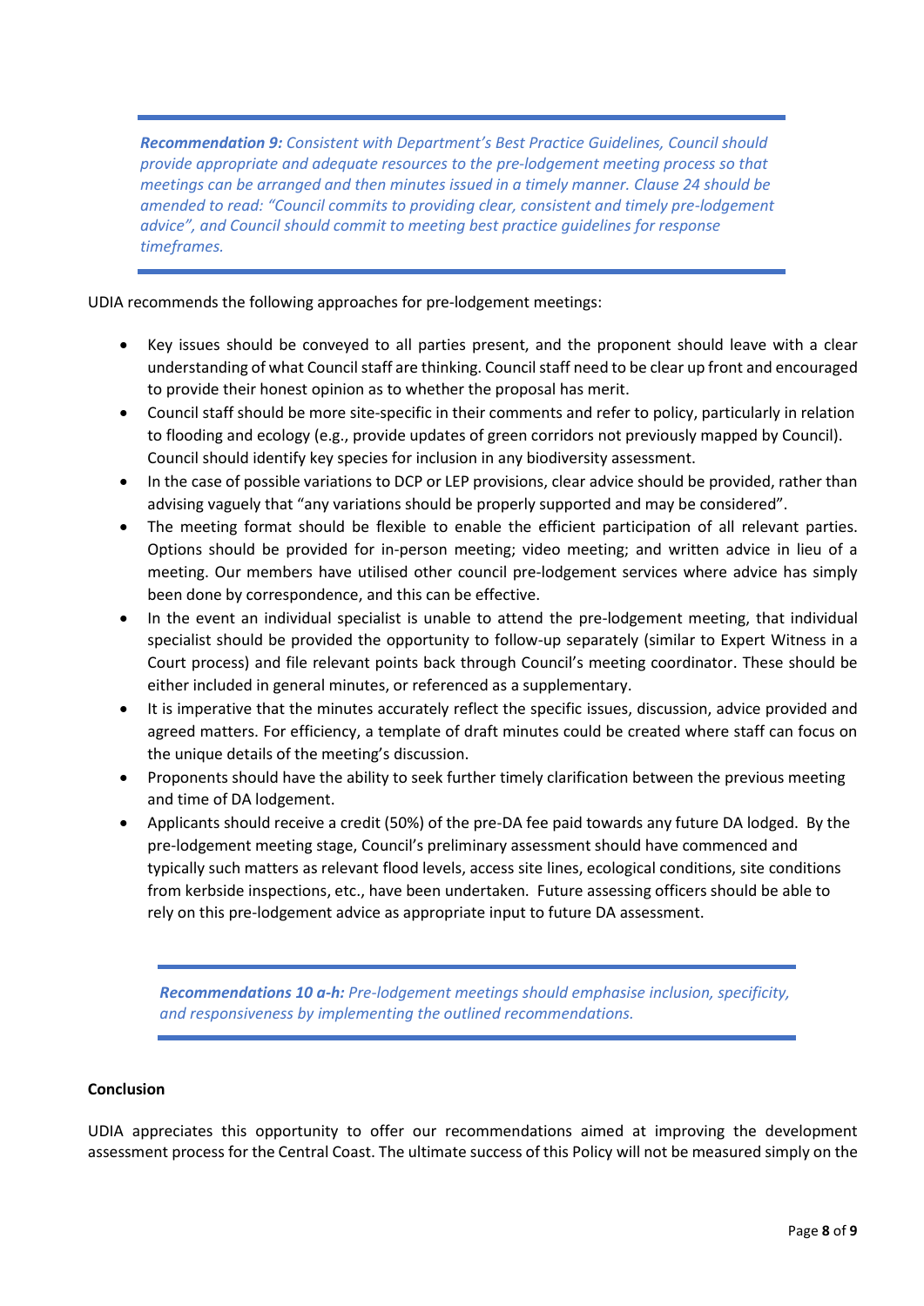***Recommendation 9:*** *Consistent with Department's Best Practice Guidelines, Council should provide appropriate and adequate resources to the pre-lodgement meeting process so that meetings can be arranged and then minutes issued in a timely manner. Clause 24 should be amended to read: "Council commits to providing clear, consistent and timely pre-lodgement advice", and Council should commit to meeting best practice guidelines for response timeframes.*

UDIA recommends the following approaches for pre-lodgement meetings:

- Key issues should be conveyed to all parties present, and the proponent should leave with a clear understanding of what Council staff are thinking. Council staff need to be clear up front and encouraged to provide their honest opinion as to whether the proposal has merit.
- Council staff should be more site-specific in their comments and refer to policy, particularly in relation to flooding and ecology (e.g., provide updates of green corridors not previously mapped by Council). Council should identify key species for inclusion in any biodiversity assessment.
- In the case of possible variations to DCP or LEP provisions, clear advice should be provided, rather than advising vaguely that "any variations should be properly supported and may be considered".
- The meeting format should be flexible to enable the efficient participation of all relevant parties. Options should be provided for in-person meeting; video meeting; and written advice in lieu of a meeting. Our members have utilised other council pre-lodgement services where advice has simply been done by correspondence, and this can be effective.
- In the event an individual specialist is unable to attend the pre-lodgement meeting, that individual specialist should be provided the opportunity to follow-up separately (similar to Expert Witness in a Court process) and file relevant points back through Council's meeting coordinator. These should be either included in general minutes, or referenced as a supplementary.
- It is imperative that the minutes accurately reflect the specific issues, discussion, advice provided and agreed matters. For efficiency, a template of draft minutes could be created where staff can focus on the unique details of the meeting's discussion.
- Proponents should have the ability to seek further timely clarification between the previous meeting and time of DA lodgement.
- Applicants should receive a credit (50%) of the pre-DA fee paid towards any future DA lodged. By the pre-lodgement meeting stage, Council's preliminary assessment should have commenced and typically such matters as relevant flood levels, access site lines, ecological conditions, site conditions from kerbside inspections, etc., have been undertaken. Future assessing officers should be able to rely on this pre-lodgement advice as appropriate input to future DA assessment.

***Recommendations 10 a-h:*** *Pre-lodgement meetings should emphasise inclusion, specificity, and responsiveness by implementing the outlined recommendations.*

**Conclusion**

UDIA appreciates this opportunity to offer our recommendations aimed at improving the development assessment process for the Central Coast. The ultimate success of this Policy will not be measured simply on the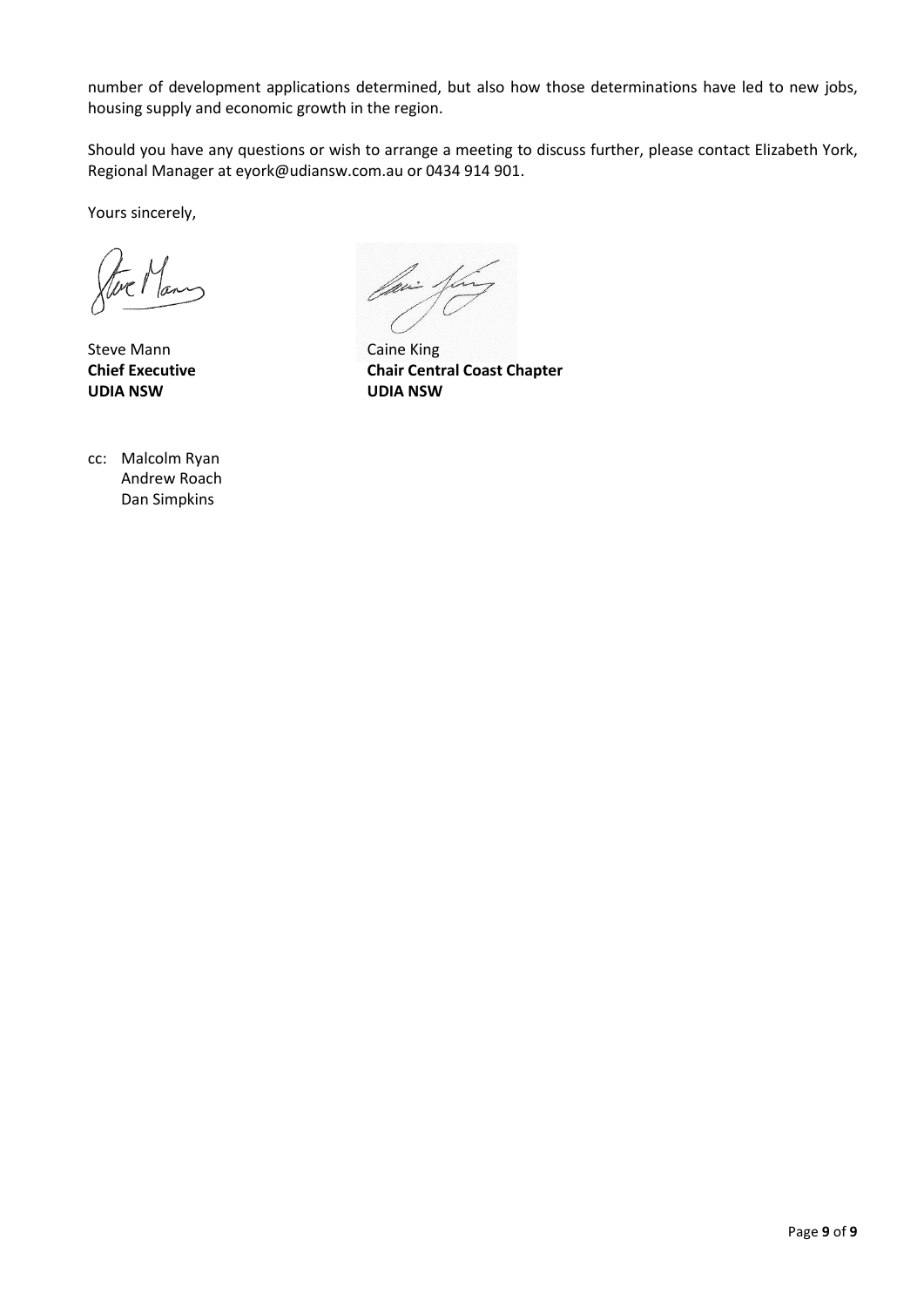number of development applications determined, but also how those determinations have led to new jobs, housing supply and economic growth in the region.

Should you have any questions or wish to arrange a meeting to discuss further, please contact Elizabeth York, Regional Manager at eyork@udiansw.com.au or 0434 914 901.

Yours sincerely,

Steve Mann
**Chief Executive**
**UDIA NSW**

Caine King
**Chair Central Coast Chapter**
**UDIA NSW**

cc: Malcolm Ryan
Andrew Roach
Dan Simpkins